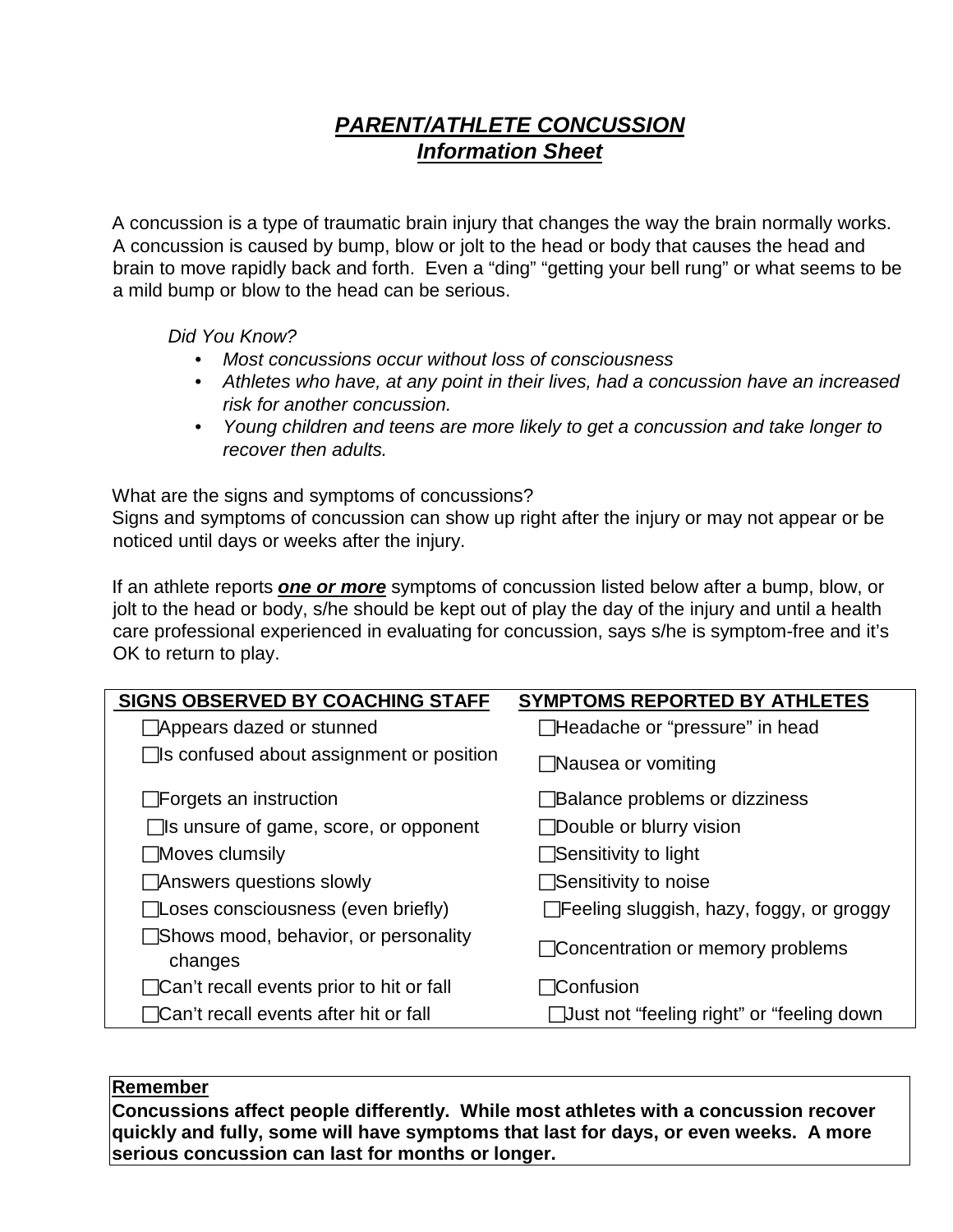# ***PARENT/ATHLETE CONCUSSION Information Sheet***

A concussion is a type of traumatic brain injury that changes the way the brain normally works. A concussion is caused by bump, blow or jolt to the head or body that causes the head and brain to move rapidly back and forth. Even a "ding" "getting your bell rung" or what seems to be a mild bump or blow to the head can be serious.

*Did You Know?*

- *Most concussions occur without loss of consciousness*
- *Athletes who have, at any point in their lives, had a concussion have an increased risk for another concussion.*
- *Young children and teens are more likely to get a concussion and take longer to recover then adults.*

What are the signs and symptoms of concussions?
Signs and symptoms of concussion can show up right after the injury or may not appear or be noticed until days or weeks after the injury.

If an athlete reports ***one or more*** symptoms of concussion listed below after a bump, blow, or jolt to the head or body, s/he should be kept out of play the day of the injury and until a health care professional experienced in evaluating for concussion, says s/he is symptom-free and it's OK to return to play.

| **SIGNS OBSERVED BY COACHING STAFF** | **SYMPTOMS REPORTED BY ATHLETES** |
|---|---|
| ☐Appears dazed or stunned | ☐Headache or "pressure" in head |
| ☐Is confused about assignment or position | ☐Nausea or vomiting |
| ☐Forgets an instruction | ☐Balance problems or dizziness |
| ☐Is unsure of game, score, or opponent | ☐Double or blurry vision |
| ☐Moves clumsily | ☐Sensitivity to light |
| ☐Answers questions slowly | ☐Sensitivity to noise |
| ☐Loses consciousness (even briefly) | ☐Feeling sluggish, hazy, foggy, or groggy |
| ☐Shows mood, behavior, or personality changes | ☐Concentration or memory problems |
| ☐Can't recall events prior to hit or fall | ☐Confusion |
| ☐Can't recall events after hit or fall | ☐Just not "feeling right" or "feeling down |

**Remember**
**Concussions affect people differently. While most athletes with a concussion recover quickly and fully, some will have symptoms that last for days, or even weeks. A more serious concussion can last for months or longer.**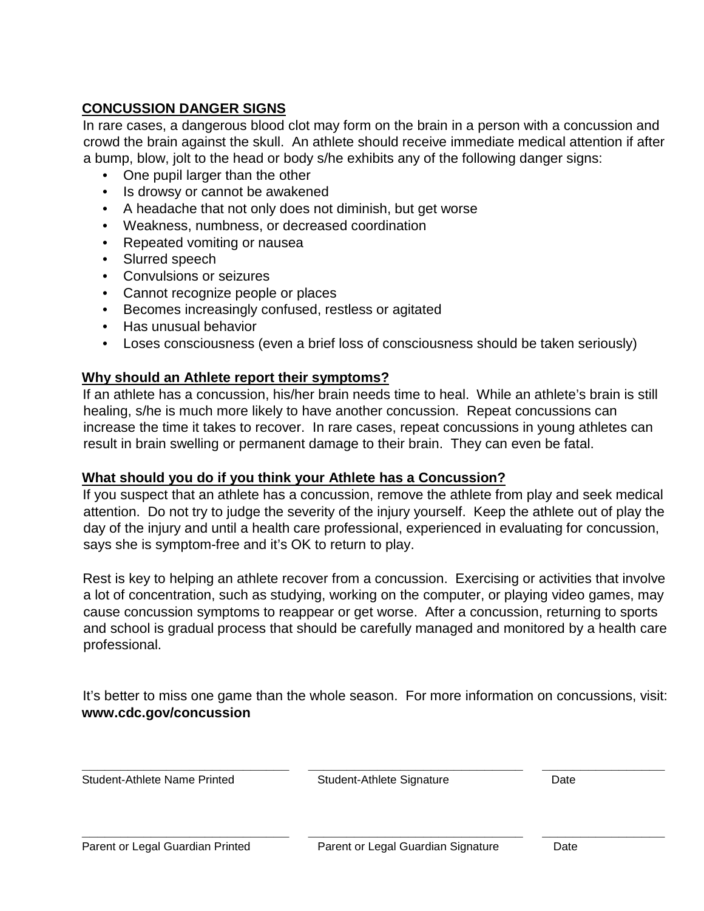## CONCUSSION DANGER SIGNS

In rare cases, a dangerous blood clot may form on the brain in a person with a concussion and crowd the brain against the skull. An athlete should receive immediate medical attention if after a bump, blow, jolt to the head or body s/he exhibits any of the following danger signs:

- One pupil larger than the other
- Is drowsy or cannot be awakened
- A headache that not only does not diminish, but get worse
- Weakness, numbness, or decreased coordination
- Repeated vomiting or nausea
- Slurred speech
- Convulsions or seizures
- Cannot recognize people or places
- Becomes increasingly confused, restless or agitated
- Has unusual behavior
- Loses consciousness (even a brief loss of consciousness should be taken seriously)

## Why should an Athlete report their symptoms?

If an athlete has a concussion, his/her brain needs time to heal. While an athlete's brain is still healing, s/he is much more likely to have another concussion. Repeat concussions can increase the time it takes to recover. In rare cases, repeat concussions in young athletes can result in brain swelling or permanent damage to their brain. They can even be fatal.

## What should you do if you think your Athlete has a Concussion?

If you suspect that an athlete has a concussion, remove the athlete from play and seek medical attention. Do not try to judge the severity of the injury yourself. Keep the athlete out of play the day of the injury and until a health care professional, experienced in evaluating for concussion, says she is symptom-free and it's OK to return to play.

Rest is key to helping an athlete recover from a concussion. Exercising or activities that involve a lot of concentration, such as studying, working on the computer, or playing video games, may cause concussion symptoms to reappear or get worse. After a concussion, returning to sports and school is gradual process that should be carefully managed and monitored by a health care professional.

It's better to miss one game than the whole season. For more information on concussions, visit: **www.cdc.gov/concussion**

| | | |
|---|---|---|
| _______________________________ | _______________________________ | _________________ |
| Student-Athlete Name Printed | Student-Athlete Signature | Date |
| _______________________________ | _______________________________ | _________________ |
| Parent or Legal Guardian Printed | Parent or Legal Guardian Signature | Date |